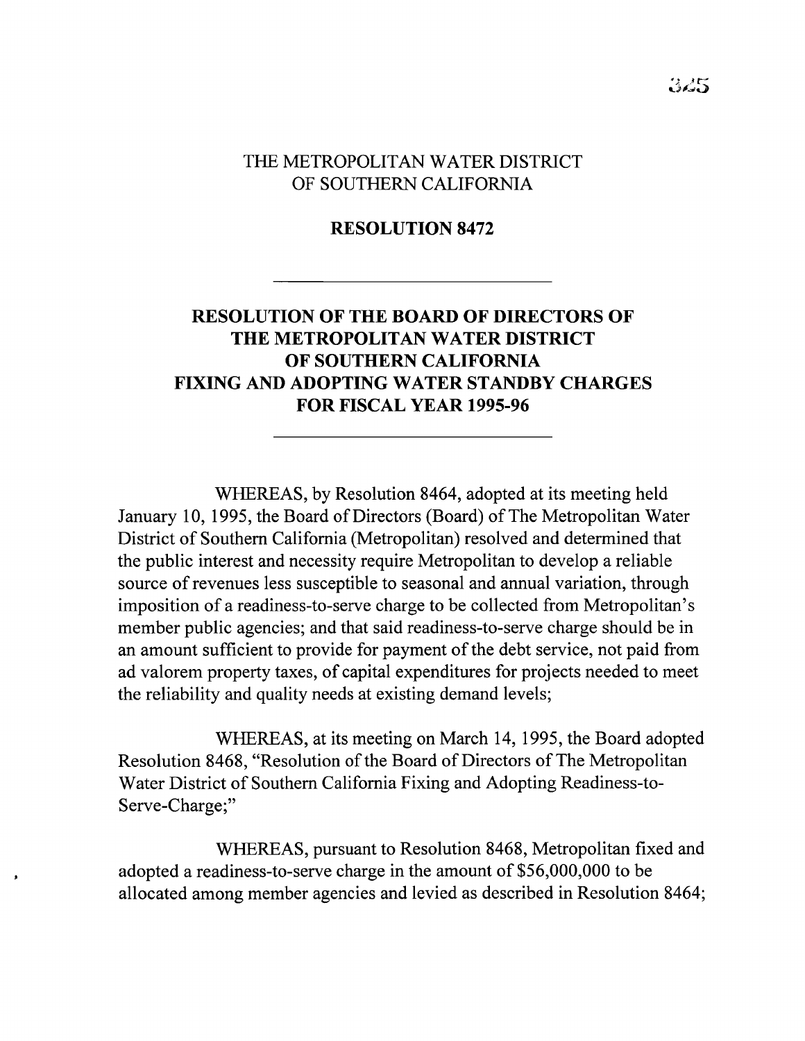# THE METROPOLITAN WATER DISTRICT OF SOUTHERN CALIFORNIA

## RESOLUTION 8472

---

## RESOLUTION OF THE BOARD OF DIRECTORS OF THE METROPOLITAN WATER DISTRICT OF SOUTHERN CALIFORNIA FIXING AND ADOPTING WATER STANDBY CHARGES FOR FISCAL YEAR 1995-96

---

WHEREAS, by Resolution 8464, adopted at its meeting held January 10, 1995, the Board of Directors (Board) of The Metropolitan Water District of Southern California (Metropolitan) resolved and determined that the public interest and necessity require Metropolitan to develop a reliable source of revenues less susceptible to seasonal and annual variation, through imposition of a readiness-to-serve charge to be collected from Metropolitan's member public agencies; and that said readiness-to-serve charge should be in an amount sufficient to provide for payment of the debt service, not paid from ad valorem property taxes, of capital expenditures for projects needed to meet the reliability and quality needs at existing demand levels;

WHEREAS, at its meeting on March 14, 1995, the Board adopted Resolution 8468, "Resolution of the Board of Directors of The Metropolitan Water District of Southern California Fixing and Adopting Readiness-to-Serve-Charge;"

WHEREAS, pursuant to Resolution 8468, Metropolitan fixed and adopted a readiness-to-serve charge in the amount of $56,000,000 to be allocated among member agencies and levied as described in Resolution 8464;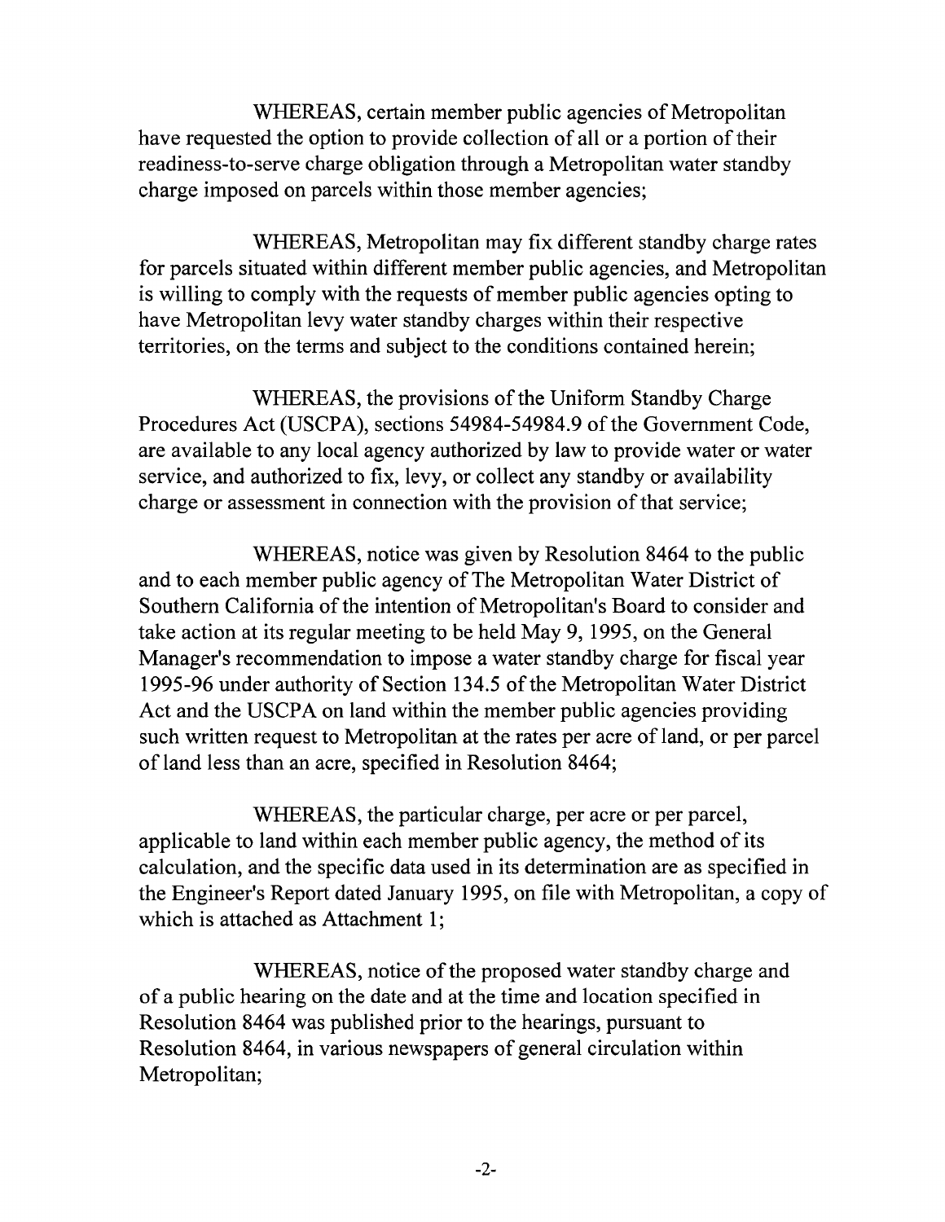WHEREAS, certain member public agencies of Metropolitan have requested the option to provide collection of all or a portion of their readiness-to-serve charge obligation through a Metropolitan water standby charge imposed on parcels within those member agencies;

WHEREAS, Metropolitan may fix different standby charge rates for parcels situated within different member public agencies, and Metropolitan is willing to comply with the requests of member public agencies opting to have Metropolitan levy water standby charges within their respective territories, on the terms and subject to the conditions contained herein;

WHEREAS, the provisions of the Uniform Standby Charge Procedures Act (USCPA), sections 54984-54984.9 of the Government Code, are available to any local agency authorized by law to provide water or water service, and authorized to fix, levy, or collect any standby or availability charge or assessment in connection with the provision of that service;

WHEREAS, notice was given by Resolution 8464 to the public and to each member public agency of The Metropolitan Water District of Southern California of the intention of Metropolitan's Board to consider and take action at its regular meeting to be held May 9, 1995, on the General Manager's recommendation to impose a water standby charge for fiscal year 1995-96 under authority of Section 134.5 of the Metropolitan Water District Act and the USCPA on land within the member public agencies providing such written request to Metropolitan at the rates per acre of land, or per parcel of land less than an acre, specified in Resolution 8464;

WHEREAS, the particular charge, per acre or per parcel, applicable to land within each member public agency, the method of its calculation, and the specific data used in its determination are as specified in the Engineer's Report dated January 1995, on file with Metropolitan, a copy of which is attached as Attachment 1;

WHEREAS, notice of the proposed water standby charge and of a public hearing on the date and at the time and location specified in Resolution 8464 was published prior to the hearings, pursuant to Resolution 8464, in various newspapers of general circulation within Metropolitan;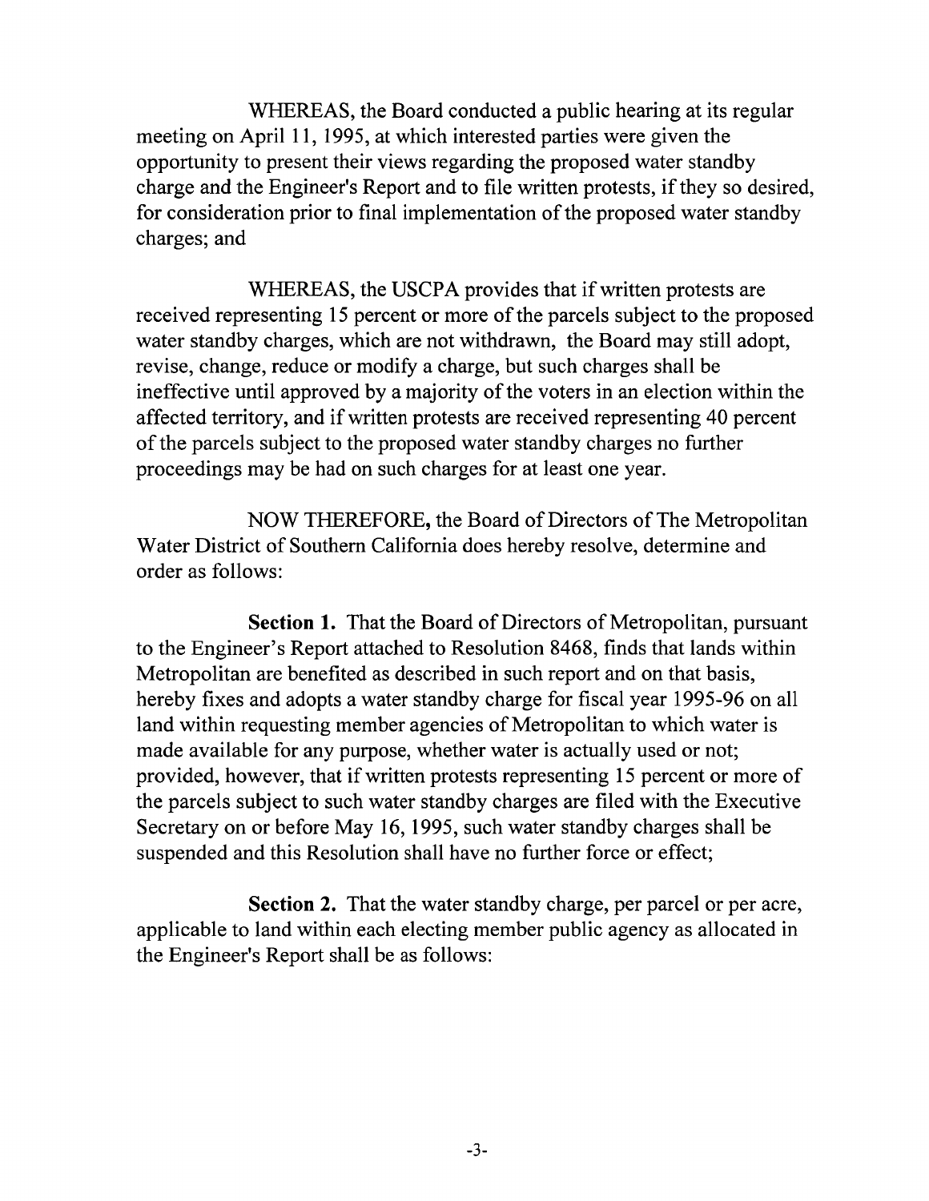WHEREAS, the Board conducted a public hearing at its regular meeting on April 11, 1995, at which interested parties were given the opportunity to present their views regarding the proposed water standby charge and the Engineer's Report and to file written protests, if they so desired, for consideration prior to final implementation of the proposed water standby charges; and

WHEREAS, the USCPA provides that if written protests are received representing 15 percent or more of the parcels subject to the proposed water standby charges, which are not withdrawn, the Board may still adopt, revise, change, reduce or modify a charge, but such charges shall be ineffective until approved by a majority of the voters in an election within the affected territory, and if written protests are received representing 40 percent of the parcels subject to the proposed water standby charges no further proceedings may be had on such charges for at least one year.

NOW THEREFORE, the Board of Directors of The Metropolitan Water District of Southern California does hereby resolve, determine and order as follows:

**Section 1.** That the Board of Directors of Metropolitan, pursuant to the Engineer's Report attached to Resolution 8468, finds that lands within Metropolitan are benefited as described in such report and on that basis, hereby fixes and adopts a water standby charge for fiscal year 1995-96 on all land within requesting member agencies of Metropolitan to which water is made available for any purpose, whether water is actually used or not; provided, however, that if written protests representing 15 percent or more of the parcels subject to such water standby charges are filed with the Executive Secretary on or before May 16, 1995, such water standby charges shall be suspended and this Resolution shall have no further force or effect;

**Section 2.** That the water standby charge, per parcel or per acre, applicable to land within each electing member public agency as allocated in the Engineer's Report shall be as follows: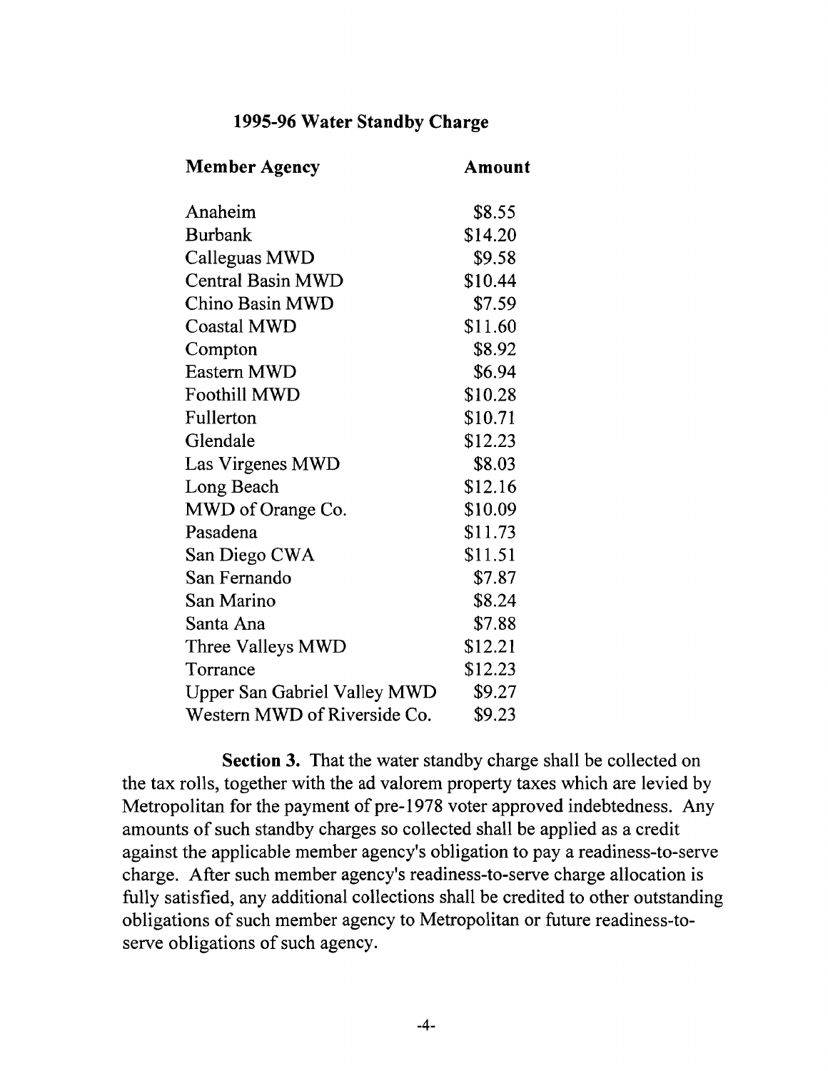**1995-96 Water Standby Charge**

| Member Agency | Amount |
|---|---|
| Anaheim | $8.55 |
| Burbank | $14.20 |
| Calleguas MWD | $9.58 |
| Central Basin MWD | $10.44 |
| Chino Basin MWD | $7.59 |
| Coastal MWD | $11.60 |
| Compton | $8.92 |
| Eastern MWD | $6.94 |
| Foothill MWD | $10.28 |
| Fullerton | $10.71 |
| Glendale | $12.23 |
| Las Virgenes MWD | $8.03 |
| Long Beach | $12.16 |
| MWD of Orange Co. | $10.09 |
| Pasadena | $11.73 |
| San Diego CWA | $11.51 |
| San Fernando | $7.87 |
| San Marino | $8.24 |
| Santa Ana | $7.88 |
| Three Valleys MWD | $12.21 |
| Torrance | $12.23 |
| Upper San Gabriel Valley MWD | $9.27 |
| Western MWD of Riverside Co. | $9.23 |

**Section 3.** That the water standby charge shall be collected on the tax rolls, together with the ad valorem property taxes which are levied by Metropolitan for the payment of pre-1978 voter approved indebtedness. Any amounts of such standby charges so collected shall be applied as a credit against the applicable member agency's obligation to pay a readiness-to-serve charge. After such member agency's readiness-to-serve charge allocation is fully satisfied, any additional collections shall be credited to other outstanding obligations of such member agency to Metropolitan or future readiness-to-serve obligations of such agency.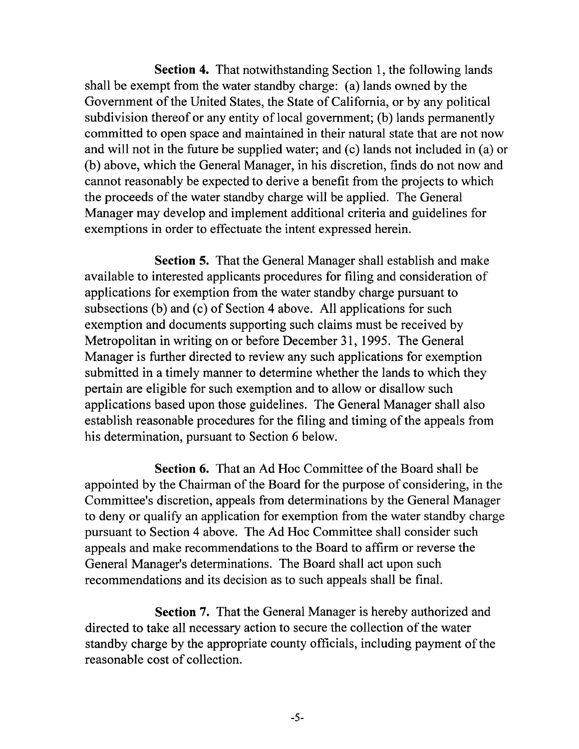**Section 4.** That notwithstanding Section 1, the following lands shall be exempt from the water standby charge: (a) lands owned by the Government of the United States, the State of California, or by any political subdivision thereof or any entity of local government; (b) lands permanently committed to open space and maintained in their natural state that are not now and will not in the future be supplied water; and (c) lands not included in (a) or (b) above, which the General Manager, in his discretion, finds do not now and cannot reasonably be expected to derive a benefit from the projects to which the proceeds of the water standby charge will be applied. The General Manager may develop and implement additional criteria and guidelines for exemptions in order to effectuate the intent expressed herein.

**Section 5.** That the General Manager shall establish and make available to interested applicants procedures for filing and consideration of applications for exemption from the water standby charge pursuant to subsections (b) and (c) of Section 4 above. All applications for such exemption and documents supporting such claims must be received by Metropolitan in writing on or before December 31, 1995. The General Manager is further directed to review any such applications for exemption submitted in a timely manner to determine whether the lands to which they pertain are eligible for such exemption and to allow or disallow such applications based upon those guidelines. The General Manager shall also establish reasonable procedures for the filing and timing of the appeals from his determination, pursuant to Section 6 below.

**Section 6.** That an Ad Hoc Committee of the Board shall be appointed by the Chairman of the Board for the purpose of considering, in the Committee's discretion, appeals from determinations by the General Manager to deny or qualify an application for exemption from the water standby charge pursuant to Section 4 above. The Ad Hoc Committee shall consider such appeals and make recommendations to the Board to affirm or reverse the General Manager's determinations. The Board shall act upon such recommendations and its decision as to such appeals shall be final.

**Section 7.** That the General Manager is hereby authorized and directed to take all necessary action to secure the collection of the water standby charge by the appropriate county officials, including payment of the reasonable cost of collection.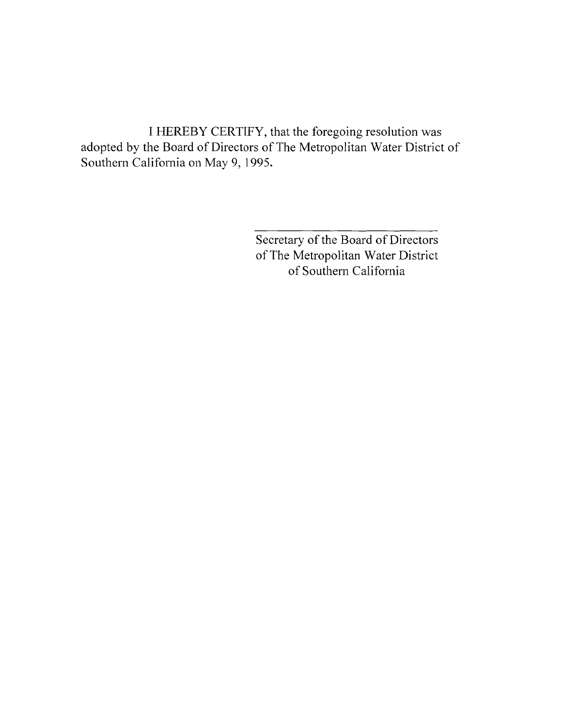I HEREBY CERTIFY, that the foregoing resolution was adopted by the Board of Directors of The Metropolitan Water District of Southern California on May 9, 1995.

Secretary of the Board of Directors
of The Metropolitan Water District
of Southern California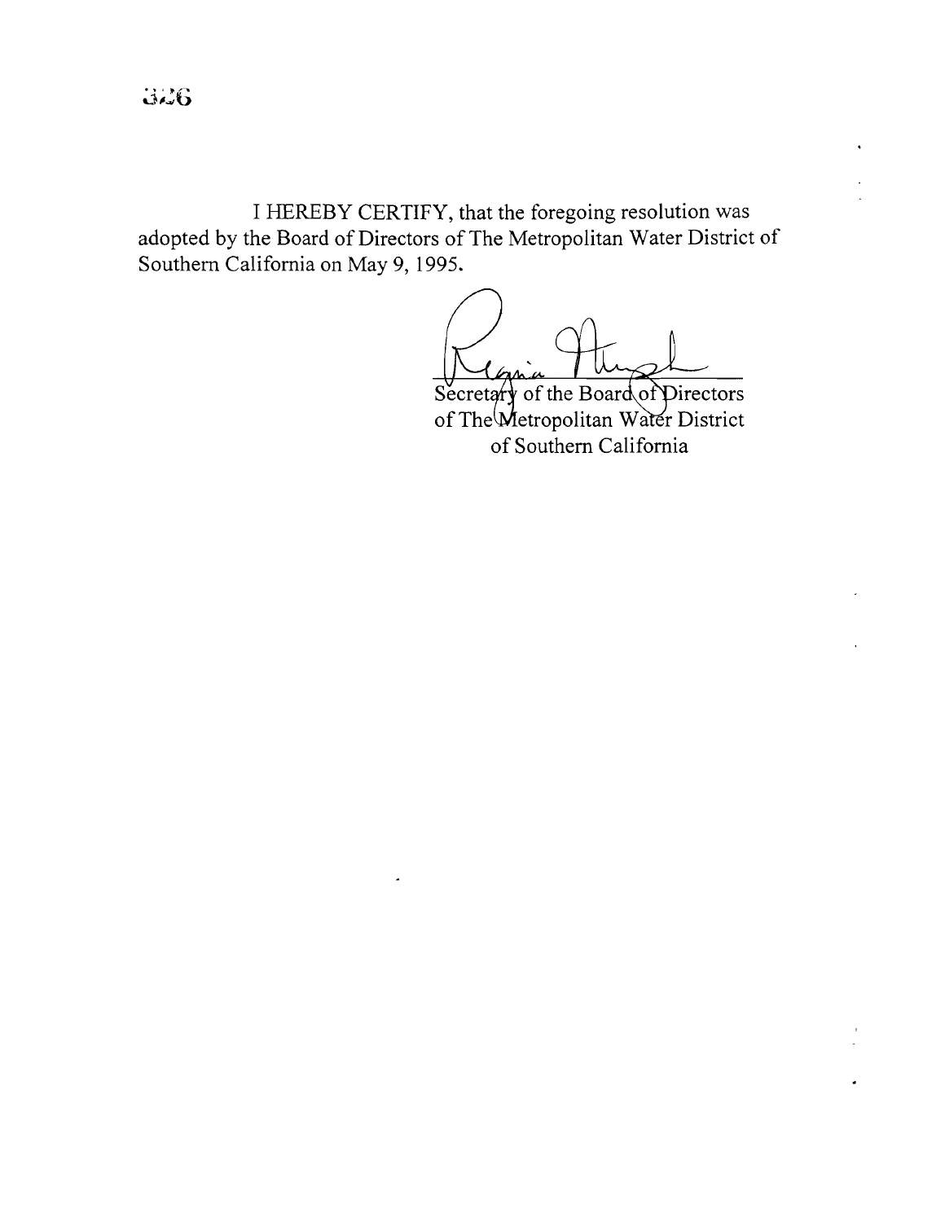I HEREBY CERTIFY, that the foregoing resolution was adopted by the Board of Directors of The Metropolitan Water District of Southern California on May 9, 1995.

Secretary of the Board of Directors
of The Metropolitan Water District
of Southern California